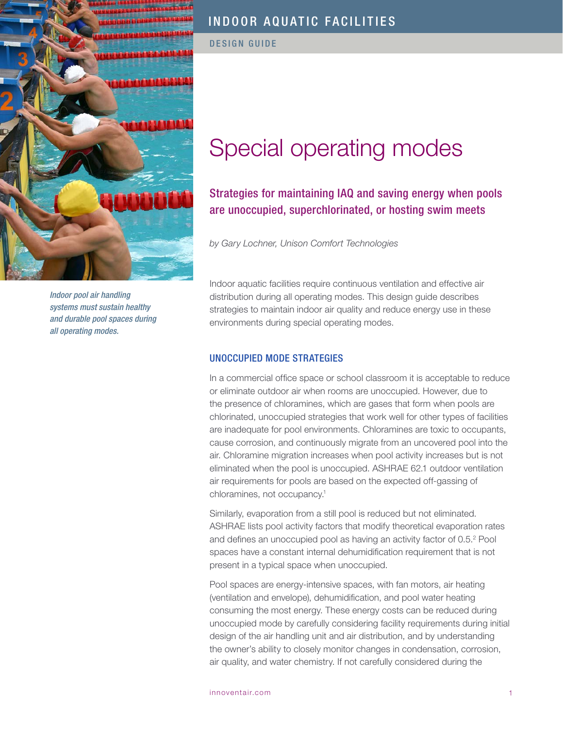INDOOR AQUATIC FACILITIES

DESIGN GUIDE

*Indoor pool air handling systems must sustain healthy and durable pool spaces during all operating modes.*

# Special operating modes

## Strategies for maintaining IAQ and saving energy when pools are unoccupied, superchlorinated, or hosting swim meets

*by Gary Lochner, Unison Comfort Technologies*

Indoor aquatic facilities require continuous ventilation and effective air distribution during all operating modes. This design guide describes strategies to maintain indoor air quality and reduce energy use in these environments during special operating modes.

### UNOCCUPIED MODE STRATEGIES

In a commercial office space or school classroom it is acceptable to reduce or eliminate outdoor air when rooms are unoccupied. However, due to the presence of chloramines, which are gases that form when pools are chlorinated, unoccupied strategies that work well for other types of facilities are inadequate for pool environments. Chloramines are toxic to occupants, cause corrosion, and continuously migrate from an uncovered pool into the air. Chloramine migration increases when pool activity increases but is not eliminated when the pool is unoccupied. ASHRAE 62.1 outdoor ventilation air requirements for pools are based on the expected off-gassing of chloramines, not occupancy.[1]

Similarly, evaporation from a still pool is reduced but not eliminated. ASHRAE lists pool activity factors that modify theoretical evaporation rates and defines an unoccupied pool as having an activity factor of 0.5.[2] Pool spaces have a constant internal dehumidification requirement that is not present in a typical space when unoccupied.

Pool spaces are energy-intensive spaces, with fan motors, air heating (ventilation and envelope), dehumidification, and pool water heating consuming the most energy. These energy costs can be reduced during unoccupied mode by carefully considering facility requirements during initial design of the air handling unit and air distribution, and by understanding the owner's ability to closely monitor changes in condensation, corrosion, air quality, and water chemistry. If not carefully considered during the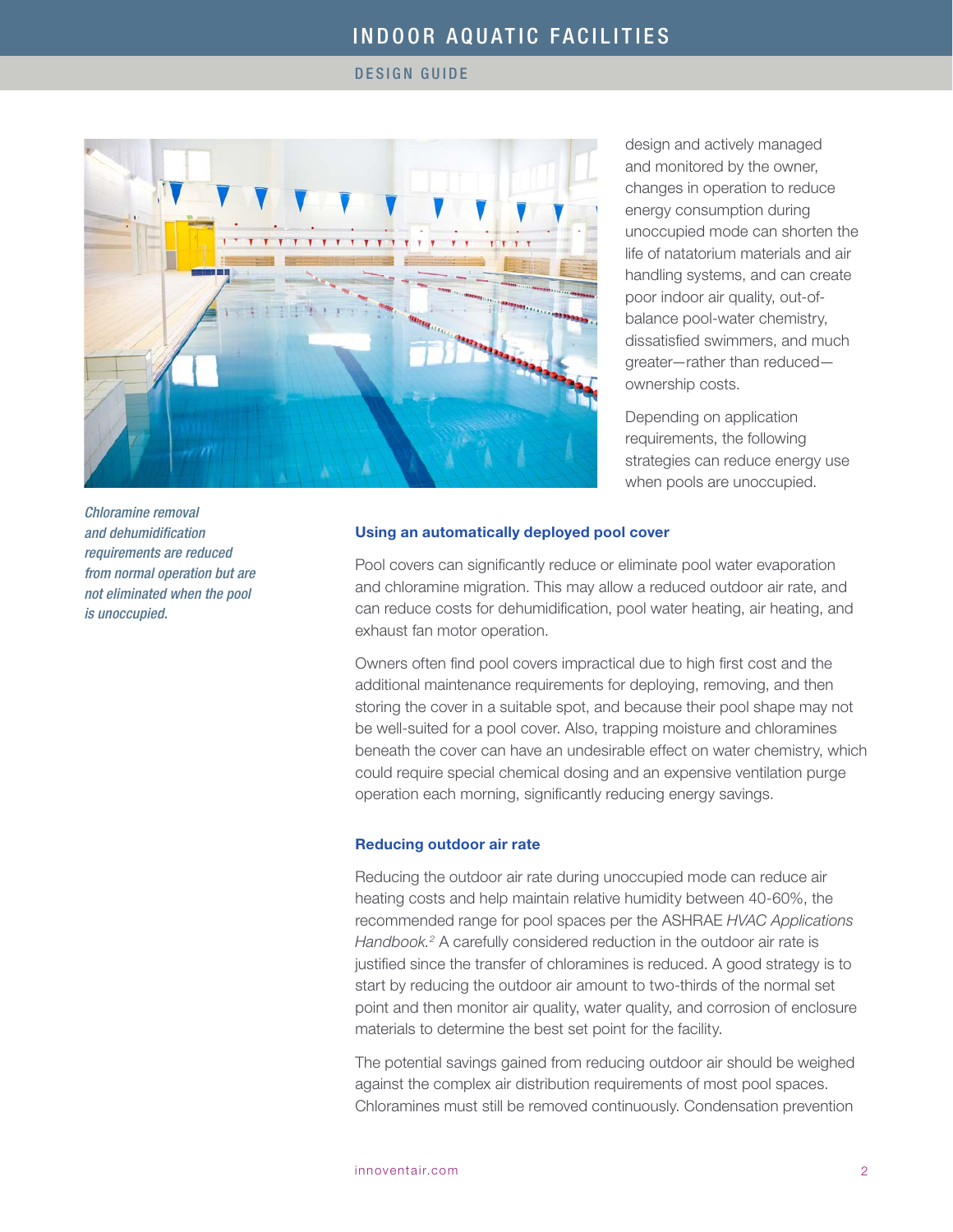design and actively managed and monitored by the owner, changes in operation to reduce energy consumption during unoccupied mode can shorten the life of natatorium materials and air handling systems, and can create poor indoor air quality, out-of-balance pool-water chemistry, dissatisfied swimmers, and much greater—rather than reduced—ownership costs.

Depending on application requirements, the following strategies can reduce energy use when pools are unoccupied.

*Chloramine removal and dehumidification requirements are reduced from normal operation but are not eliminated when the pool is unoccupied.*

### Using an automatically deployed pool cover

Pool covers can significantly reduce or eliminate pool water evaporation and chloramine migration. This may allow a reduced outdoor air rate, and can reduce costs for dehumidification, pool water heating, air heating, and exhaust fan motor operation.

Owners often find pool covers impractical due to high first cost and the additional maintenance requirements for deploying, removing, and then storing the cover in a suitable spot, and because their pool shape may not be well-suited for a pool cover. Also, trapping moisture and chloramines beneath the cover can have an undesirable effect on water chemistry, which could require special chemical dosing and an expensive ventilation purge operation each morning, significantly reducing energy savings.

### Reducing outdoor air rate

Reducing the outdoor air rate during unoccupied mode can reduce air heating costs and help maintain relative humidity between 40-60%, the recommended range for pool spaces per the ASHRAE *HVAC Applications Handbook.*[2] A carefully considered reduction in the outdoor air rate is justified since the transfer of chloramines is reduced. A good strategy is to start by reducing the outdoor air amount to two-thirds of the normal set point and then monitor air quality, water quality, and corrosion of enclosure materials to determine the best set point for the facility.

The potential savings gained from reducing outdoor air should be weighed against the complex air distribution requirements of most pool spaces. Chloramines must still be removed continuously. Condensation prevention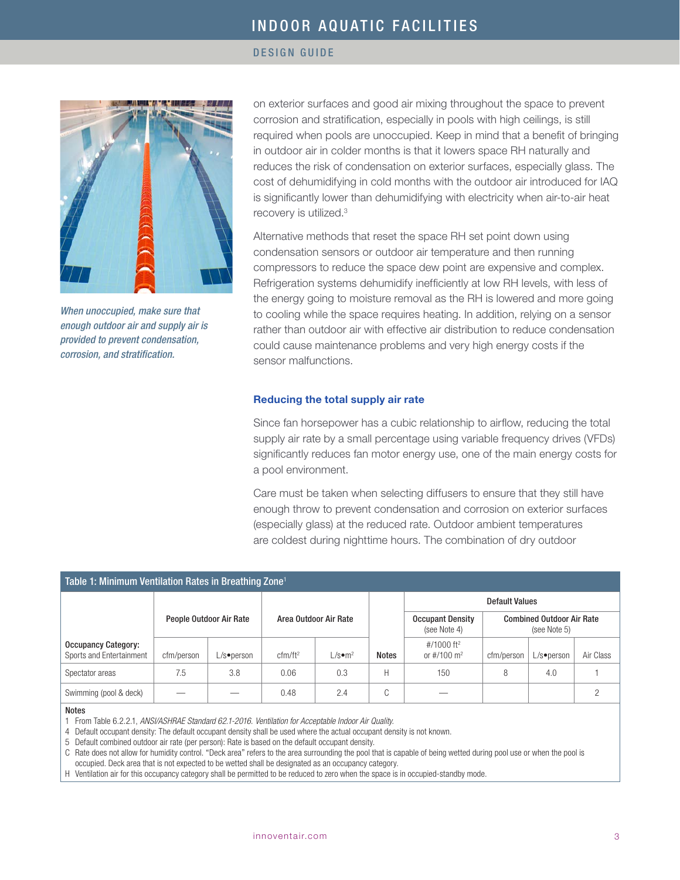*When unoccupied, make sure that enough outdoor air and supply air is provided to prevent condensation, corrosion, and stratification.*

on exterior surfaces and good air mixing throughout the space to prevent corrosion and stratification, especially in pools with high ceilings, is still required when pools are unoccupied. Keep in mind that a benefit of bringing in outdoor air in colder months is that it lowers space RH naturally and reduces the risk of condensation on exterior surfaces, especially glass. The cost of dehumidifying in cold months with the outdoor air introduced for IAQ is significantly lower than dehumidifying with electricity when air-to-air heat recovery is utilized.[3]

Alternative methods that reset the space RH set point down using condensation sensors or outdoor air temperature and then running compressors to reduce the space dew point are expensive and complex. Refrigeration systems dehumidify inefficiently at low RH levels, with less of the energy going to moisture removal as the RH is lowered and more going to cooling while the space requires heating. In addition, relying on a sensor rather than outdoor air with effective air distribution to reduce condensation could cause maintenance problems and very high energy costs if the sensor malfunctions.

### Reducing the total supply air rate

Since fan horsepower has a cubic relationship to airflow, reducing the total supply air rate by a small percentage using variable frequency drives (VFDs) significantly reduces fan motor energy use, one of the main energy costs for a pool environment.

Care must be taken when selecting diffusers to ensure that they still have enough throw to prevent condensation and corrosion on exterior surfaces (especially glass) at the reduced rate. Outdoor ambient temperatures are coldest during nighttime hours. The combination of dry outdoor

**Table 1: Minimum Ventilation Rates in Breathing Zone[1]**

| | People Outdoor Air Rate | | Area Outdoor Air Rate | | | Default Values | | | |
|---|---|---|---|---|---|---|---|---|---|
| | | | | | | Occupant Density (see Note 4) | Combined Outdoor Air Rate (see Note 5) | | |
| Occupancy Category: Sports and Entertainment | cfm/person | L/s•person | cfm/ft² | L/s•m² | Notes | #/1000 ft² or #/100 m² | cfm/person | L/s•person | Air Class |
| Spectator areas | 7.5 | 3.8 | 0.06 | 0.3 | H | 150 | 8 | 4.0 | 1 |
| Swimming (pool & deck) | — | — | 0.48 | 2.4 | C | — | | | 2 |

**Notes**

1 From Table 6.2.2.1, *ANSI/ASHRAE Standard 62.1-2016. Ventilation for Acceptable Indoor Air Quality.*

4 Default occupant density: The default occupant density shall be used where the actual occupant density is not known.

5 Default combined outdoor air rate (per person): Rate is based on the default occupant density.

C Rate does not allow for humidity control. "Deck area" refers to the area surrounding the pool that is capable of being wetted during pool use or when the pool is occupied. Deck area that is not expected to be wetted shall be designated as an occupancy category.

H Ventilation air for this occupancy category shall be permitted to be reduced to zero when the space is in occupied-standby mode.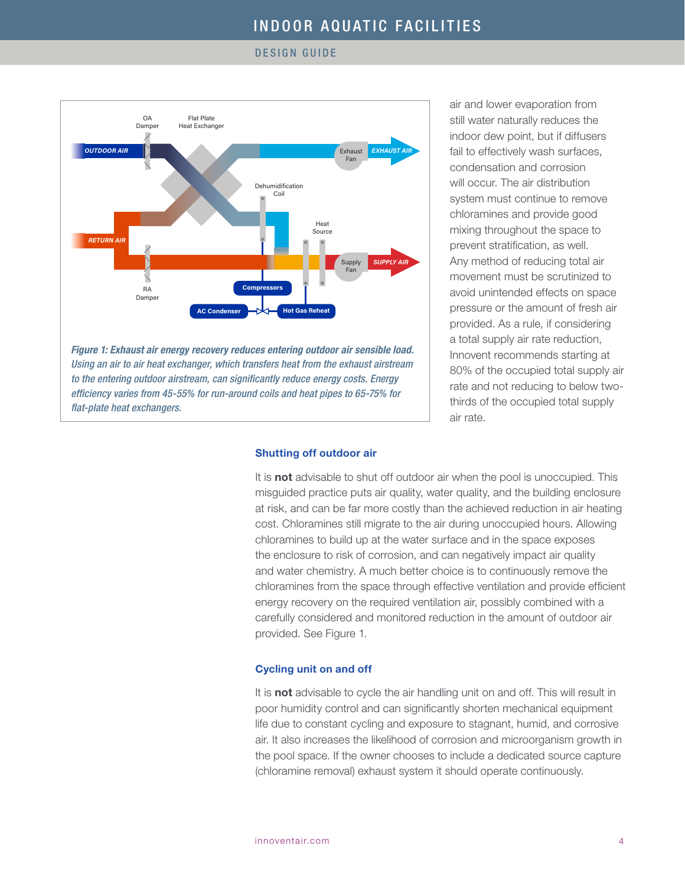*Figure 1: Exhaust air energy recovery reduces entering outdoor air sensible load. Using an air to air heat exchanger, which transfers heat from the exhaust airstream to the entering outdoor airstream, can significantly reduce energy costs. Energy efficiency varies from 45-55% for run-around coils and heat pipes to 65-75% for flat-plate heat exchangers.*

air and lower evaporation from still water naturally reduces the indoor dew point, but if diffusers fail to effectively wash surfaces, condensation and corrosion will occur. The air distribution system must continue to remove chloramines and provide good mixing throughout the space to prevent stratification, as well. Any method of reducing total air movement must be scrutinized to avoid unintended effects on space pressure or the amount of fresh air provided. As a rule, if considering a total supply air rate reduction, Innovent recommends starting at 80% of the occupied total supply air rate and not reducing to below two-thirds of the occupied total supply air rate.

### Shutting off outdoor air

It is **not** advisable to shut off outdoor air when the pool is unoccupied. This misguided practice puts air quality, water quality, and the building enclosure at risk, and can be far more costly than the achieved reduction in air heating cost. Chloramines still migrate to the air during unoccupied hours. Allowing chloramines to build up at the water surface and in the space exposes the enclosure to risk of corrosion, and can negatively impact air quality and water chemistry. A much better choice is to continuously remove the chloramines from the space through effective ventilation and provide efficient energy recovery on the required ventilation air, possibly combined with a carefully considered and monitored reduction in the amount of outdoor air provided. See Figure 1.

### Cycling unit on and off

It is **not** advisable to cycle the air handling unit on and off. This will result in poor humidity control and can significantly shorten mechanical equipment life due to constant cycling and exposure to stagnant, humid, and corrosive air. It also increases the likelihood of corrosion and microorganism growth in the pool space. If the owner chooses to include a dedicated source capture (chloramine removal) exhaust system it should operate continuously.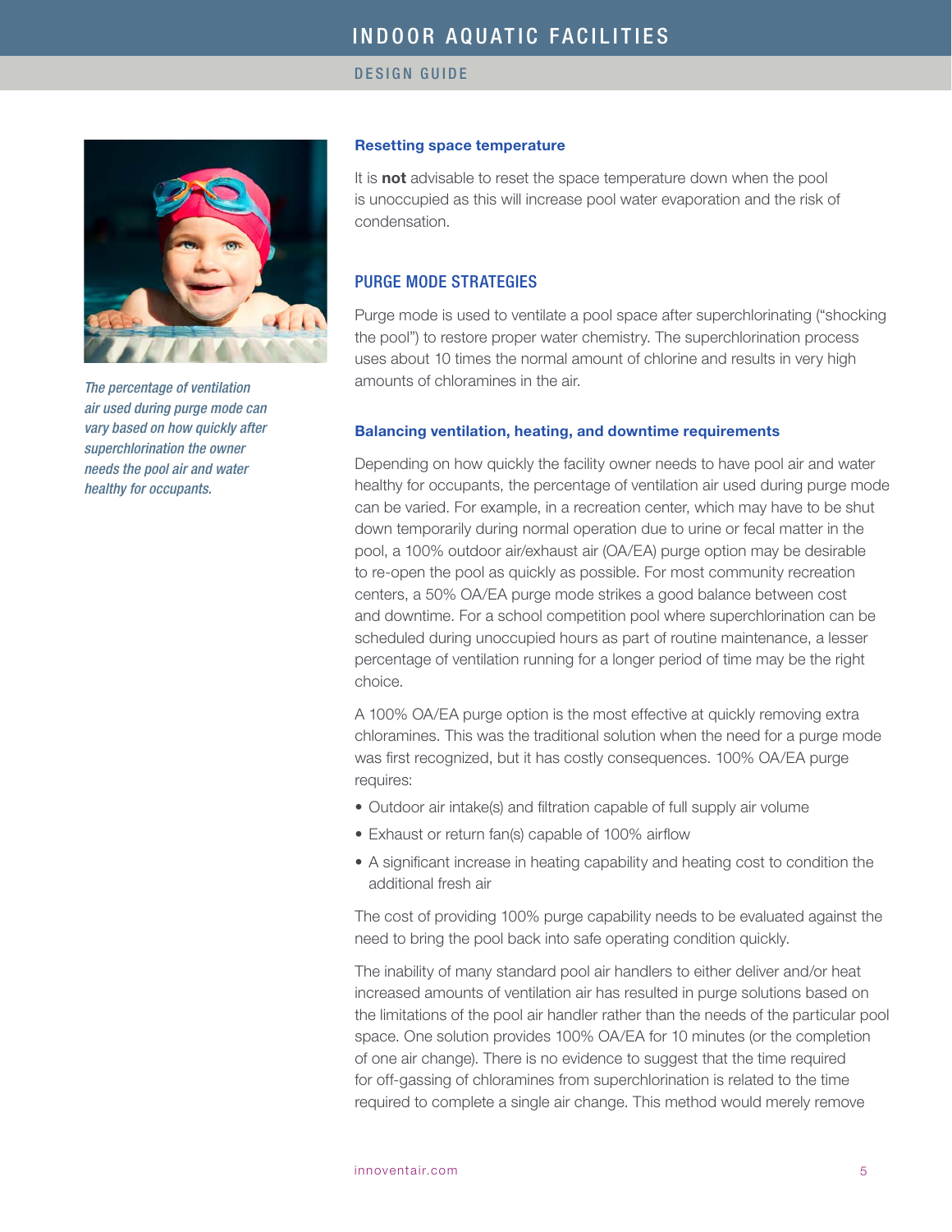### Resetting space temperature

It is **not** advisable to reset the space temperature down when the pool is unoccupied as this will increase pool water evaporation and the risk of condensation.

## PURGE MODE STRATEGIES

Purge mode is used to ventilate a pool space after superchlorinating ("shocking the pool") to restore proper water chemistry. The superchlorination process uses about 10 times the normal amount of chlorine and results in very high amounts of chloramines in the air.

*The percentage of ventilation air used during purge mode can vary based on how quickly after superchlorination the owner needs the pool air and water healthy for occupants.*

### Balancing ventilation, heating, and downtime requirements

Depending on how quickly the facility owner needs to have pool air and water healthy for occupants, the percentage of ventilation air used during purge mode can be varied. For example, in a recreation center, which may have to be shut down temporarily during normal operation due to urine or fecal matter in the pool, a 100% outdoor air/exhaust air (OA/EA) purge option may be desirable to re-open the pool as quickly as possible. For most community recreation centers, a 50% OA/EA purge mode strikes a good balance between cost and downtime. For a school competition pool where superchlorination can be scheduled during unoccupied hours as part of routine maintenance, a lesser percentage of ventilation running for a longer period of time may be the right choice.

A 100% OA/EA purge option is the most effective at quickly removing extra chloramines. This was the traditional solution when the need for a purge mode was first recognized, but it has costly consequences. 100% OA/EA purge requires:

- Outdoor air intake(s) and filtration capable of full supply air volume
- Exhaust or return fan(s) capable of 100% airflow
- A significant increase in heating capability and heating cost to condition the additional fresh air

The cost of providing 100% purge capability needs to be evaluated against the need to bring the pool back into safe operating condition quickly.

The inability of many standard pool air handlers to either deliver and/or heat increased amounts of ventilation air has resulted in purge solutions based on the limitations of the pool air handler rather than the needs of the particular pool space. One solution provides 100% OA/EA for 10 minutes (or the completion of one air change). There is no evidence to suggest that the time required for off-gassing of chloramines from superchlorination is related to the time required to complete a single air change. This method would merely remove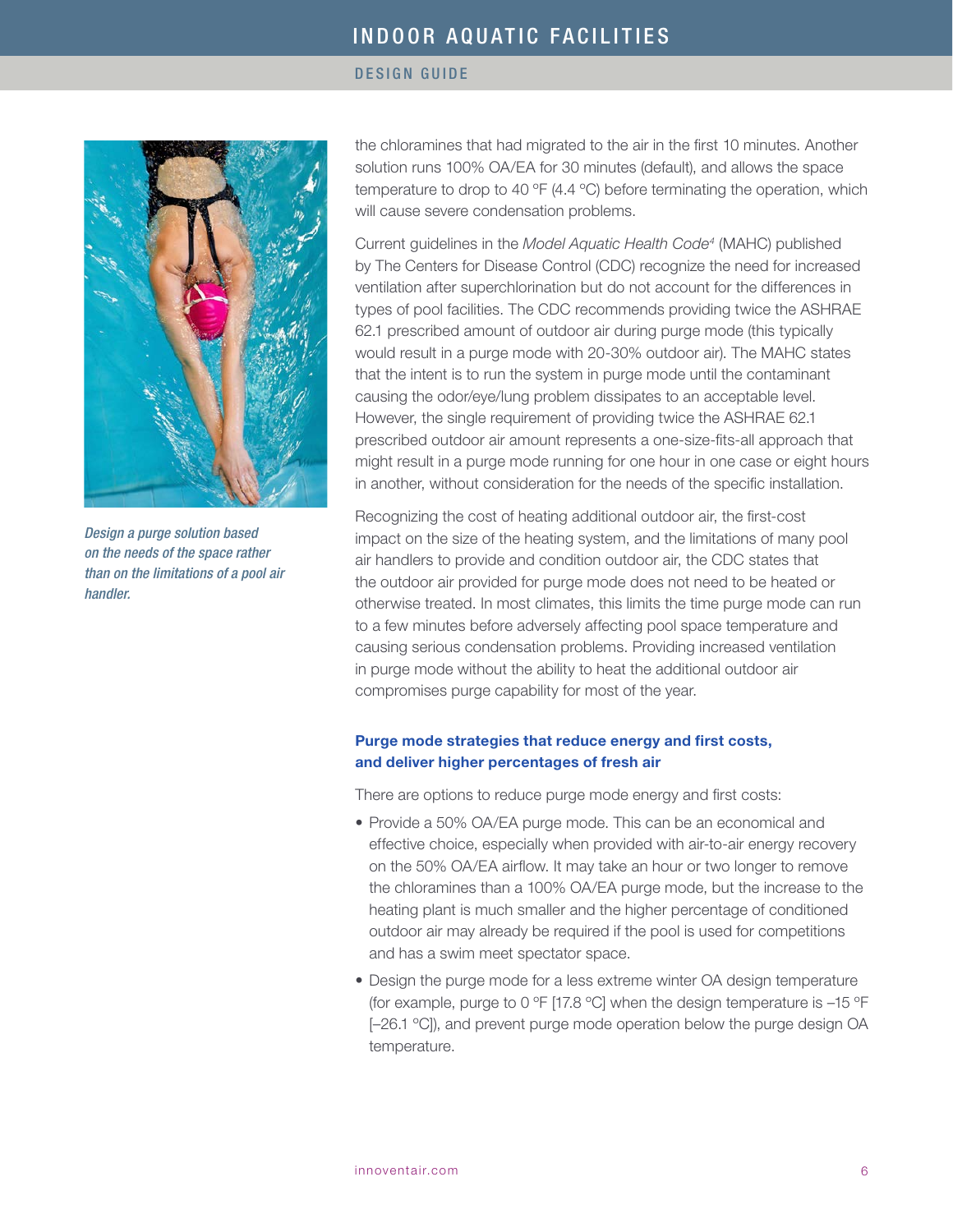the chloramines that had migrated to the air in the first 10 minutes. Another solution runs 100% OA/EA for 30 minutes (default), and allows the space temperature to drop to 40 °F (4.4 °C) before terminating the operation, which will cause severe condensation problems.

Current guidelines in the *Model Aquatic Health Code*[4] (MAHC) published by The Centers for Disease Control (CDC) recognize the need for increased ventilation after superchlorination but do not account for the differences in types of pool facilities. The CDC recommends providing twice the ASHRAE 62.1 prescribed amount of outdoor air during purge mode (this typically would result in a purge mode with 20-30% outdoor air). The MAHC states that the intent is to run the system in purge mode until the contaminant causing the odor/eye/lung problem dissipates to an acceptable level. However, the single requirement of providing twice the ASHRAE 62.1 prescribed outdoor air amount represents a one-size-fits-all approach that might result in a purge mode running for one hour in one case or eight hours in another, without consideration for the needs of the specific installation.

Recognizing the cost of heating additional outdoor air, the first-cost impact on the size of the heating system, and the limitations of many pool air handlers to provide and condition outdoor air, the CDC states that the outdoor air provided for purge mode does not need to be heated or otherwise treated. In most climates, this limits the time purge mode can run to a few minutes before adversely affecting pool space temperature and causing serious condensation problems. Providing increased ventilation in purge mode without the ability to heat the additional outdoor air compromises purge capability for most of the year.

*Design a purge solution based on the needs of the space rather than on the limitations of a pool air handler.*

### Purge mode strategies that reduce energy and first costs, and deliver higher percentages of fresh air

There are options to reduce purge mode energy and first costs:

- Provide a 50% OA/EA purge mode. This can be an economical and effective choice, especially when provided with air-to-air energy recovery on the 50% OA/EA airflow. It may take an hour or two longer to remove the chloramines than a 100% OA/EA purge mode, but the increase to the heating plant is much smaller and the higher percentage of conditioned outdoor air may already be required if the pool is used for competitions and has a swim meet spectator space.
- Design the purge mode for a less extreme winter OA design temperature (for example, purge to 0 °F [17.8 °C] when the design temperature is –15 °F [–26.1 °C]), and prevent purge mode operation below the purge design OA temperature.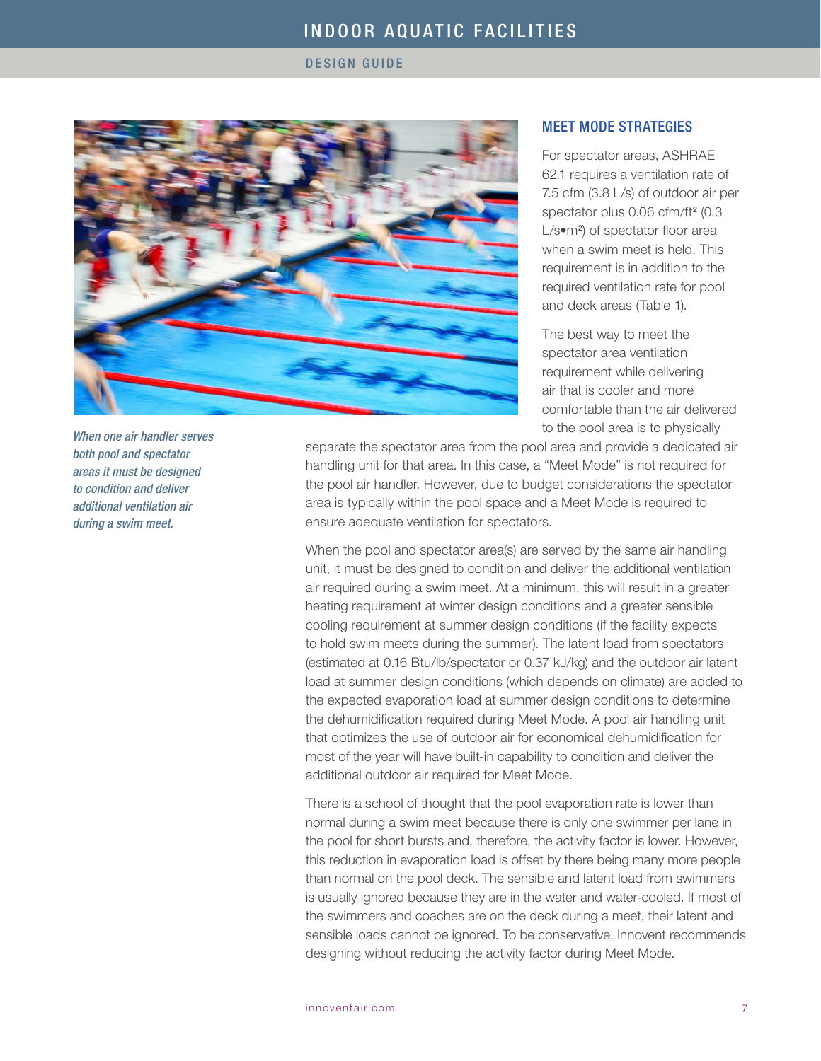## MEET MODE STRATEGIES

For spectator areas, ASHRAE 62.1 requires a ventilation rate of 7.5 cfm (3.8 L/s) of outdoor air per spectator plus 0.06 cfm/ft² (0.3 L/s•m²) of spectator floor area when a swim meet is held. This requirement is in addition to the required ventilation rate for pool and deck areas (Table 1).

The best way to meet the spectator area ventilation requirement while delivering air that is cooler and more comfortable than the air delivered to the pool area is to physically separate the spectator area from the pool area and provide a dedicated air handling unit for that area. In this case, a "Meet Mode" is not required for the pool air handler. However, due to budget considerations the spectator area is typically within the pool space and a Meet Mode is required to ensure adequate ventilation for spectators.

*When one air handler serves both pool and spectator areas it must be designed to condition and deliver additional ventilation air during a swim meet.*

When the pool and spectator area(s) are served by the same air handling unit, it must be designed to condition and deliver the additional ventilation air required during a swim meet. At a minimum, this will result in a greater heating requirement at winter design conditions and a greater sensible cooling requirement at summer design conditions (if the facility expects to hold swim meets during the summer). The latent load from spectators (estimated at 0.16 Btu/lb/spectator or 0.37 kJ/kg) and the outdoor air latent load at summer design conditions (which depends on climate) are added to the expected evaporation load at summer design conditions to determine the dehumidification required during Meet Mode. A pool air handling unit that optimizes the use of outdoor air for economical dehumidification for most of the year will have built-in capability to condition and deliver the additional outdoor air required for Meet Mode.

There is a school of thought that the pool evaporation rate is lower than normal during a swim meet because there is only one swimmer per lane in the pool for short bursts and, therefore, the activity factor is lower. However, this reduction in evaporation load is offset by there being many more people than normal on the pool deck. The sensible and latent load from swimmers is usually ignored because they are in the water and water-cooled. If most of the swimmers and coaches are on the deck during a meet, their latent and sensible loads cannot be ignored. To be conservative, Innovent recommends designing without reducing the activity factor during Meet Mode.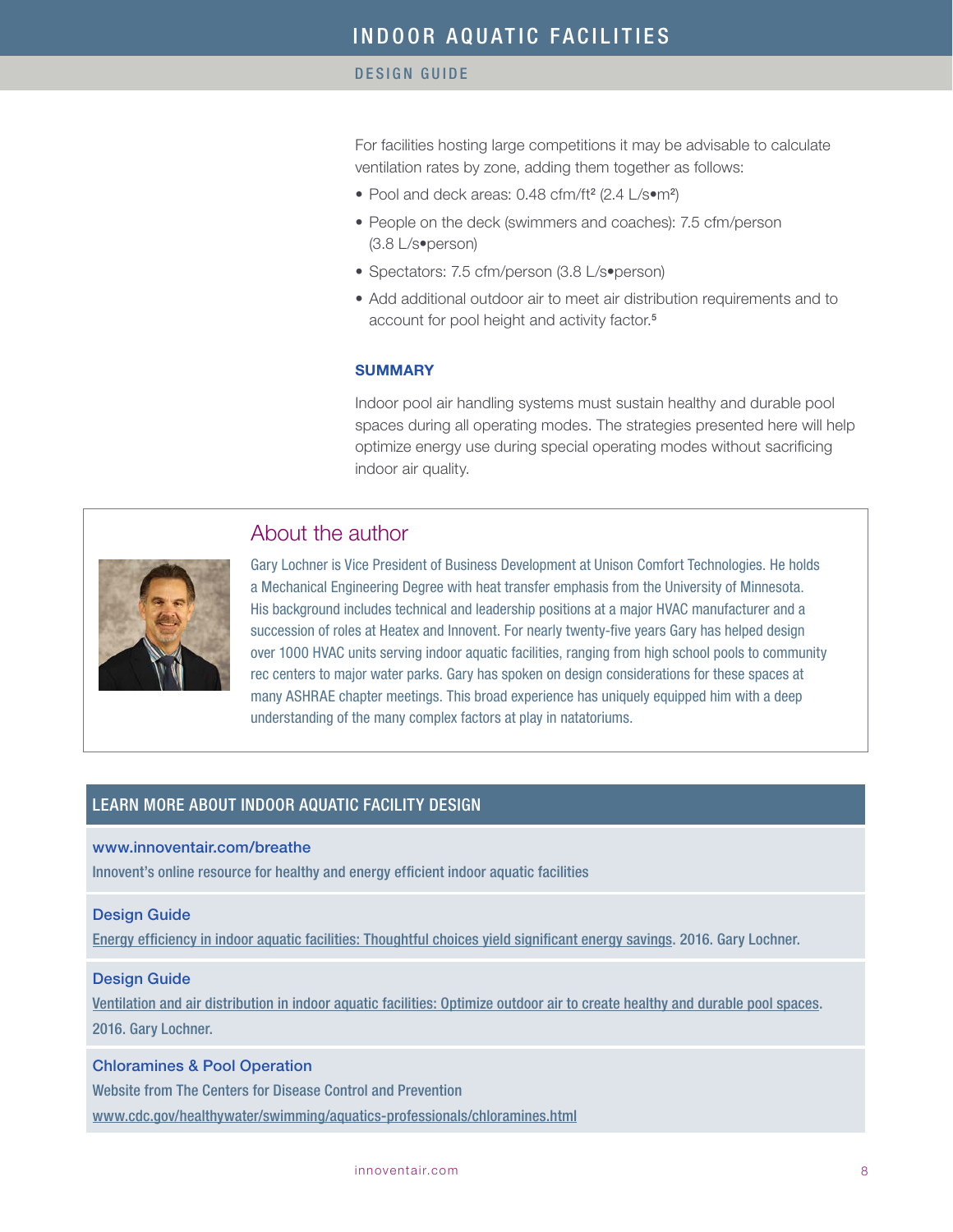For facilities hosting large competitions it may be advisable to calculate ventilation rates by zone, adding them together as follows:

- Pool and deck areas: 0.48 cfm/ft² (2.4 L/s•m²)
- People on the deck (swimmers and coaches): 7.5 cfm/person (3.8 L/s•person)
- Spectators: 7.5 cfm/person (3.8 L/s•person)
- Add additional outdoor air to meet air distribution requirements and to account for pool height and activity factor.[5]

## SUMMARY

Indoor pool air handling systems must sustain healthy and durable pool spaces during all operating modes. The strategies presented here will help optimize energy use during special operating modes without sacrificing indoor air quality.

## About the author

Gary Lochner is Vice President of Business Development at Unison Comfort Technologies. He holds a Mechanical Engineering Degree with heat transfer emphasis from the University of Minnesota. His background includes technical and leadership positions at a major HVAC manufacturer and a succession of roles at Heatex and Innovent. For nearly twenty-five years Gary has helped design over 1000 HVAC units serving indoor aquatic facilities, ranging from high school pools to community rec centers to major water parks. Gary has spoken on design considerations for these spaces at many ASHRAE chapter meetings. This broad experience has uniquely equipped him with a deep understanding of the many complex factors at play in natatoriums.

## LEARN MORE ABOUT INDOOR AQUATIC FACILITY DESIGN

**www.innoventair.com/breathe**
Innovent's online resource for healthy and energy efficient indoor aquatic facilities

**Design Guide**
Energy efficiency in indoor aquatic facilities: Thoughtful choices yield significant energy savings. 2016. Gary Lochner.

**Design Guide**
Ventilation and air distribution in indoor aquatic facilities: Optimize outdoor air to create healthy and durable pool spaces. 2016. Gary Lochner.

**Chloramines & Pool Operation**
Website from The Centers for Disease Control and Prevention
www.cdc.gov/healthywater/swimming/aquatics-professionals/chloramines.html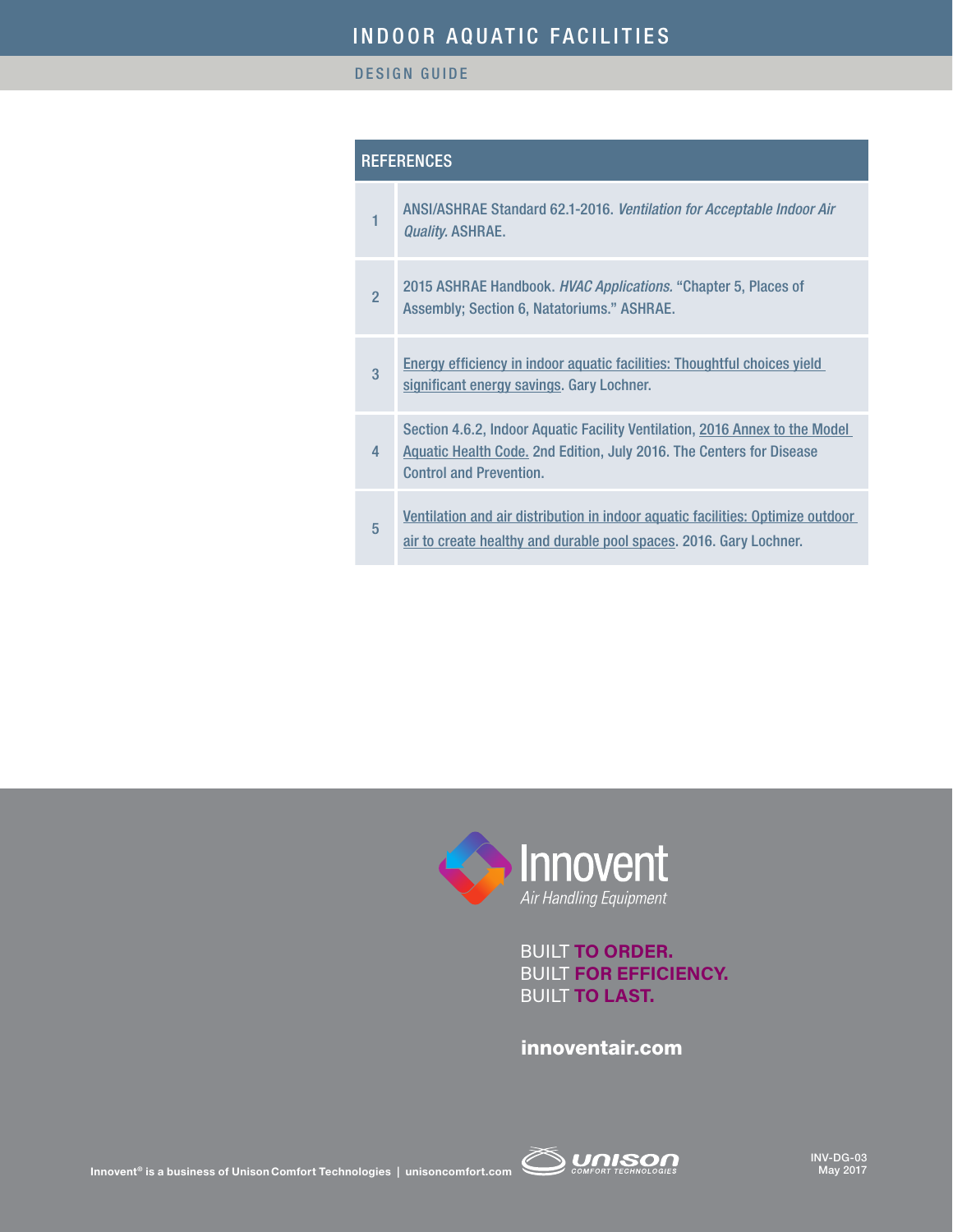## REFERENCES

| | |
|---|---|
| 1 | ANSI/ASHRAE Standard 62.1-2016. *Ventilation for Acceptable Indoor Air Quality.* ASHRAE. |
| 2 | 2015 ASHRAE Handbook. *HVAC Applications.* "Chapter 5, Places of Assembly; Section 6, Natatoriums." ASHRAE. |
| 3 | Energy efficiency in indoor aquatic facilities: Thoughtful choices yield significant energy savings. Gary Lochner. |
| 4 | Section 4.6.2, Indoor Aquatic Facility Ventilation, 2016 Annex to the Model Aquatic Health Code. 2nd Edition, July 2016. The Centers for Disease Control and Prevention. |
| 5 | Ventilation and air distribution in indoor aquatic facilities: Optimize outdoor air to create healthy and durable pool spaces. 2016. Gary Lochner. |

Innovent
Air Handling Equipment

BUILT **TO ORDER.**
BUILT **FOR EFFICIENCY.**
BUILT **TO LAST.**

**innoventair.com**

**Innovent® is a business of Unison Comfort Technologies | unisoncomfort.com**

UNISON COMFORT TECHNOLOGIES

INV-DG-03
May 2017